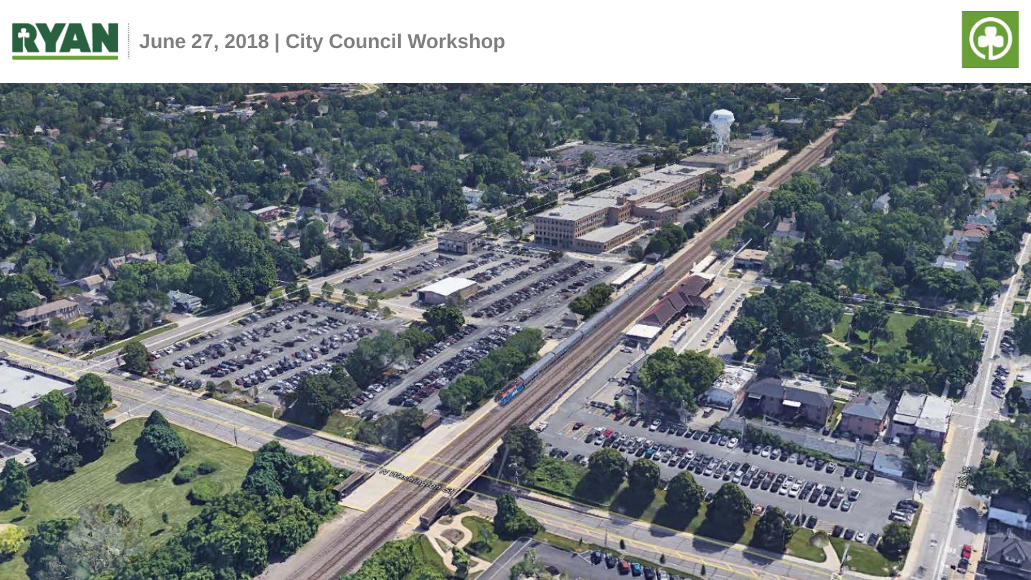RYAN

June 27, 2018 | City Council Workshop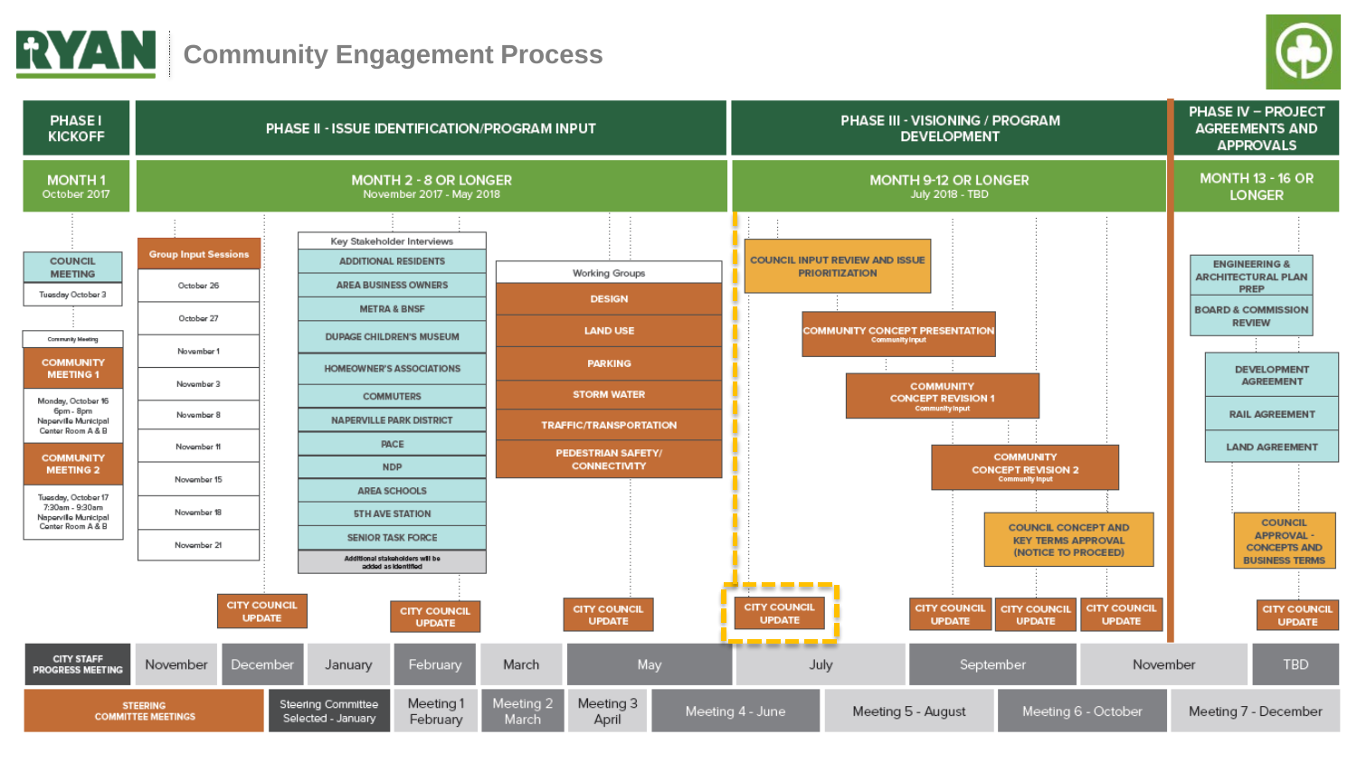# Community Engagement Process

## PHASE I KICKOFF — MONTH 1 (October 2017)

- **COUNCIL MEETING** — Tuesday October 3
- Community Meeting
  - **COMMUNITY MEETING 1** — Monday, October 16, 6pm - 8pm, Naperville Municipal Center Room A & B
  - **COMMUNITY MEETING 2** — Tuesday, October 17, 7:30am - 9:30am, Naperville Municipal Center Room A & B

## PHASE II - ISSUE IDENTIFICATION/PROGRAM INPUT — MONTH 2 - 8 OR LONGER (November 2017 - May 2018)

**Group Input Sessions**
- October 26
- October 27
- November 1
- November 3
- November 8
- November 11
- November 15
- November 18
- November 21

**Key Stakeholder Interviews**
- ADDITIONAL RESIDENTS
- AREA BUSINESS OWNERS
- METRA & BNSF
- DUPAGE CHILDREN'S MUSEUM
- HOMEOWNER'S ASSOCIATIONS
- COMMUTERS
- NAPERVILLE PARK DISTRICT
- PACE
- NDP
- AREA SCHOOLS
- 5TH AVE STATION
- SENIOR TASK FORCE
- Additional stakeholders will be added as identified

**Working Groups**
- DESIGN
- LAND USE
- PARKING
- STORM WATER
- TRAFFIC/TRANSPORTATION
- PEDESTRIAN SAFETY/ CONNECTIVITY

CITY COUNCIL UPDATE · CITY COUNCIL UPDATE · CITY COUNCIL UPDATE

## PHASE III - VISIONING / PROGRAM DEVELOPMENT — MONTH 9-12 OR LONGER (July 2018 - TBD)

- COUNCIL INPUT REVIEW AND ISSUE PRIORITIZATION
- COMMUNITY CONCEPT PRESENTATION — Community Input
- COMMUNITY CONCEPT REVISION 1 — Community Input
- COMMUNITY CONCEPT REVISION 2 — Community Input
- COUNCIL CONCEPT AND KEY TERMS APPROVAL (NOTICE TO PROCEED)

CITY COUNCIL UPDATE · CITY COUNCIL UPDATE · CITY COUNCIL UPDATE · CITY COUNCIL UPDATE

## PHASE IV – PROJECT AGREEMENTS AND APPROVALS — MONTH 13 - 16 OR LONGER

- ENGINEERING & ARCHITECTURAL PLAN PREP
- BOARD & COMMISSION REVIEW
- DEVELOPMENT AGREEMENT
- RAIL AGREEMENT
- LAND AGREEMENT
- COUNCIL APPROVAL - CONCEPTS AND BUSINESS TERMS

CITY COUNCIL UPDATE

## CITY STAFF PROGRESS MEETING

November · December · January · February · March · May · July · September · November · TBD

## STEERING COMMITTEE MEETINGS

Steering Committee Selected - January · Meeting 1 February · Meeting 2 March · Meeting 3 April · Meeting 4 - June · Meeting 5 - August · Meeting 6 - October · Meeting 7 - December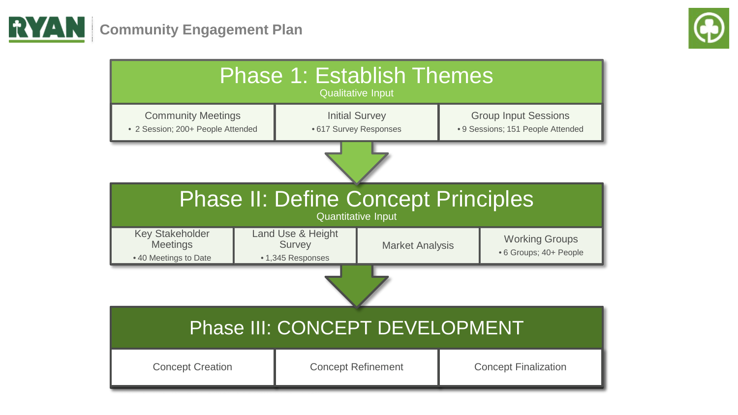# Community Engagement Plan

## Phase 1: Establish Themes

Qualitative Input

**Community Meetings**
- 2 Session; 200+ People Attended

**Initial Survey**
- 617 Survey Responses

**Group Input Sessions**
- 9 Sessions; 151 People Attended

## Phase II: Define Concept Principles

Quantitative Input

**Key Stakeholder Meetings**
- 40 Meetings to Date

**Land Use & Height Survey**
- 1,345 Responses

**Market Analysis**

**Working Groups**
- 6 Groups; 40+ People

## Phase III: CONCEPT DEVELOPMENT

**Concept Creation**

**Concept Refinement**

**Concept Finalization**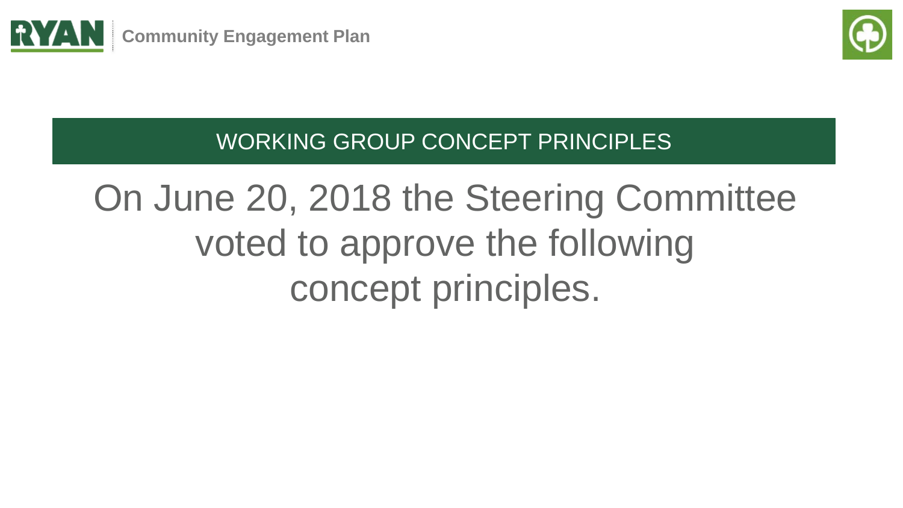## WORKING GROUP CONCEPT PRINCIPLES

On June 20, 2018 the Steering Committee voted to approve the following concept principles.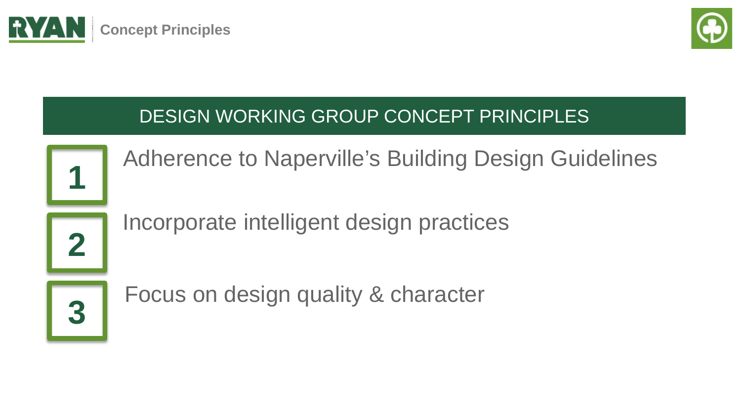# Concept Principles

## DESIGN WORKING GROUP CONCEPT PRINCIPLES

1. Adherence to Naperville's Building Design Guidelines
2. Incorporate intelligent design practices
3. Focus on design quality & character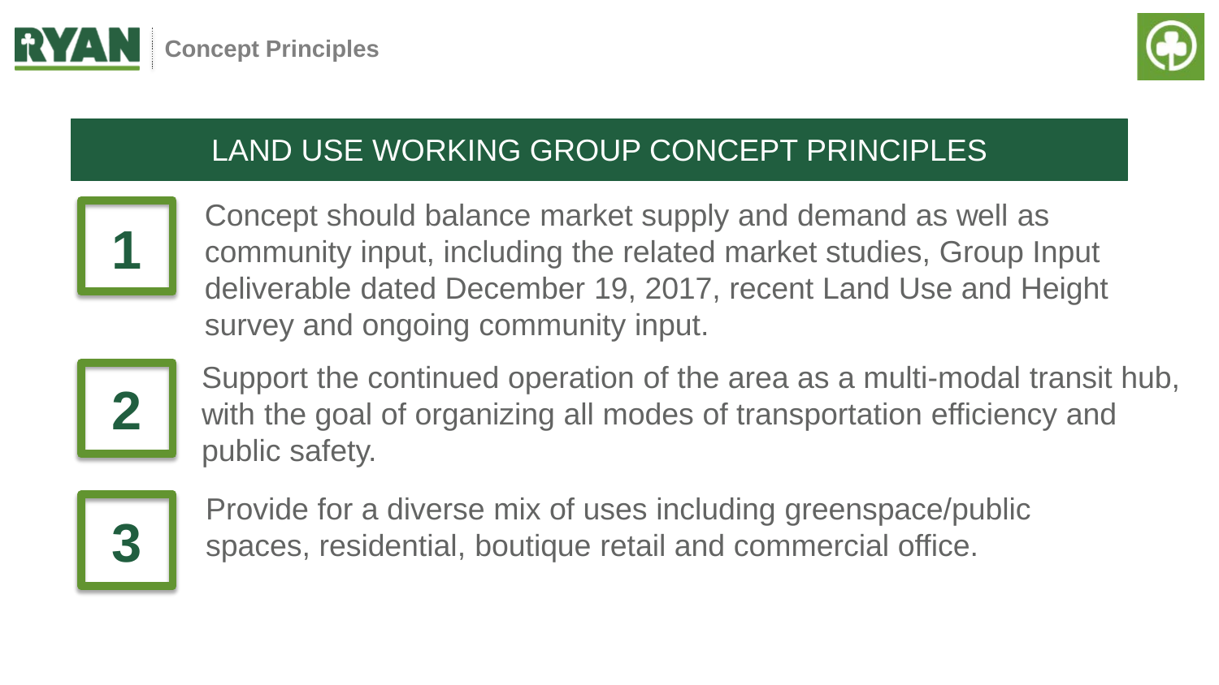# LAND USE WORKING GROUP CONCEPT PRINCIPLES

1. Concept should balance market supply and demand as well as community input, including the related market studies, Group Input deliverable dated December 19, 2017, recent Land Use and Height survey and ongoing community input.

2. Support the continued operation of the area as a multi-modal transit hub, with the goal of organizing all modes of transportation efficiency and public safety.

3. Provide for a diverse mix of uses including greenspace/public spaces, residential, boutique retail and commercial office.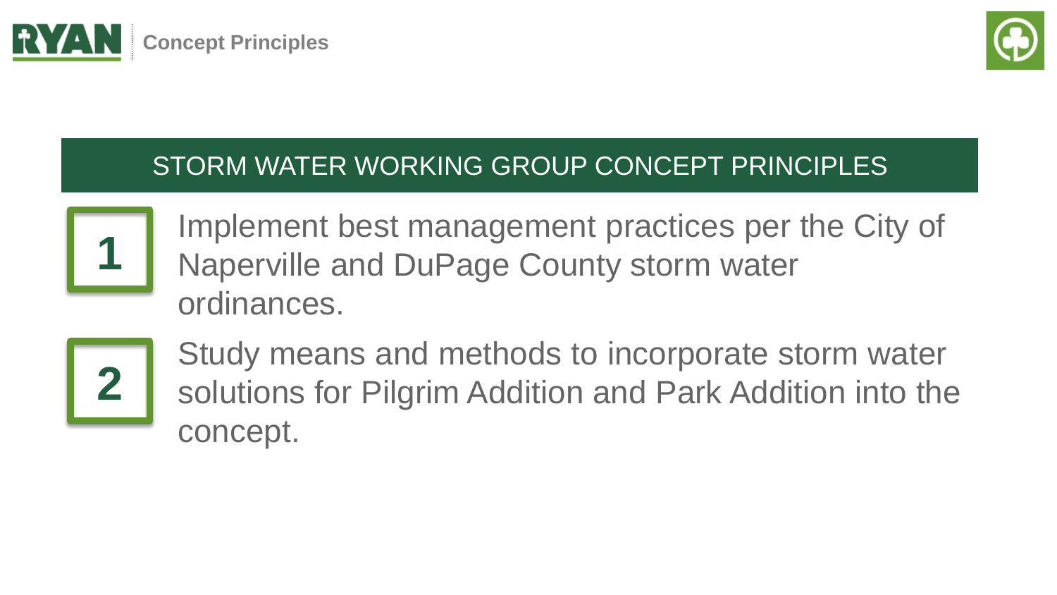## Concept Principles

### STORM WATER WORKING GROUP CONCEPT PRINCIPLES

1. Implement best management practices per the City of Naperville and DuPage County storm water ordinances.
2. Study means and methods to incorporate storm water solutions for Pilgrim Addition and Park Addition into the concept.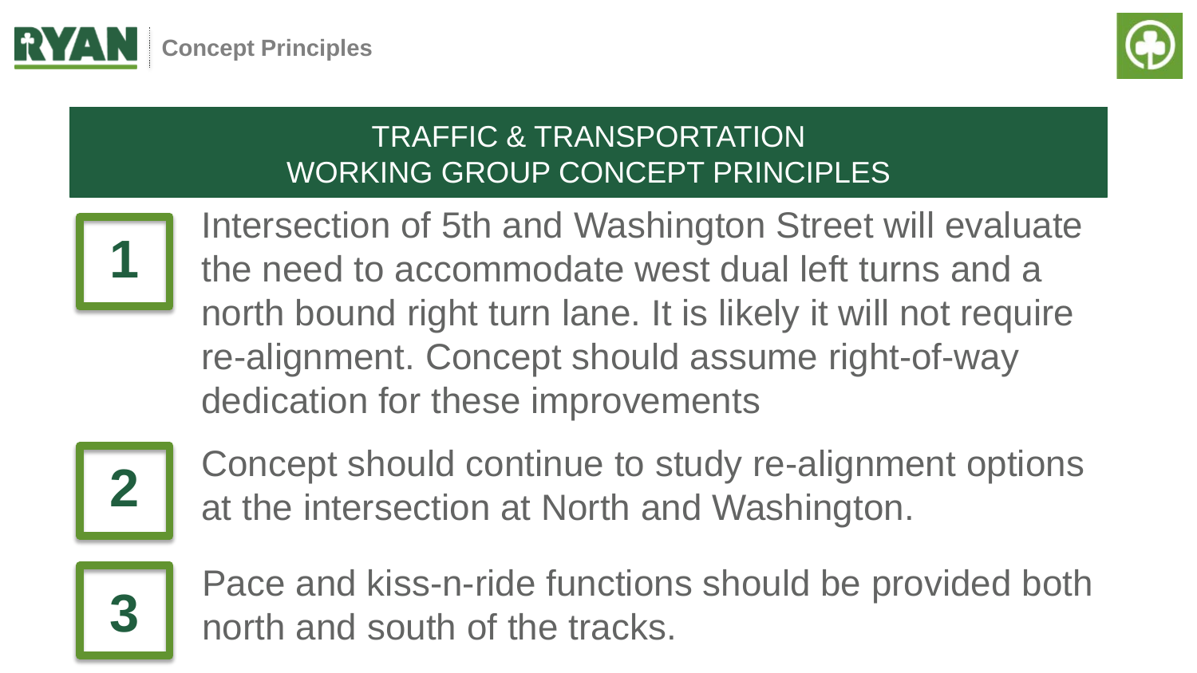# TRAFFIC & TRANSPORTATION WORKING GROUP CONCEPT PRINCIPLES

1. Intersection of 5th and Washington Street will evaluate the need to accommodate west dual left turns and a north bound right turn lane. It is likely it will not require re-alignment. Concept should assume right-of-way dedication for these improvements

2. Concept should continue to study re-alignment options at the intersection at North and Washington.

3. Pace and kiss-n-ride functions should be provided both north and south of the tracks.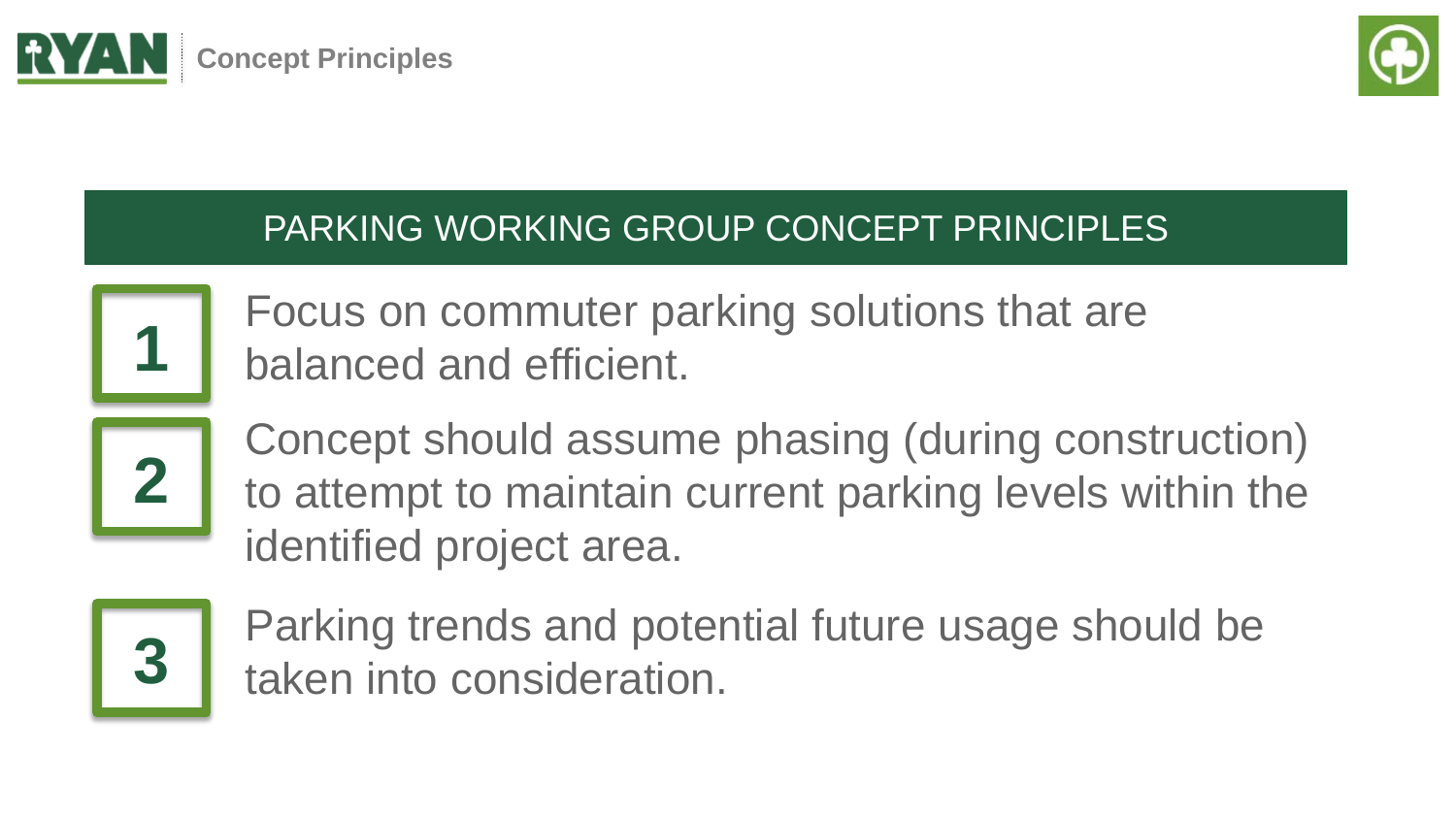# PARKING WORKING GROUP CONCEPT PRINCIPLES

1. Focus on commuter parking solutions that are balanced and efficient.
2. Concept should assume phasing (during construction) to attempt to maintain current parking levels within the identified project area.
3. Parking trends and potential future usage should be taken into consideration.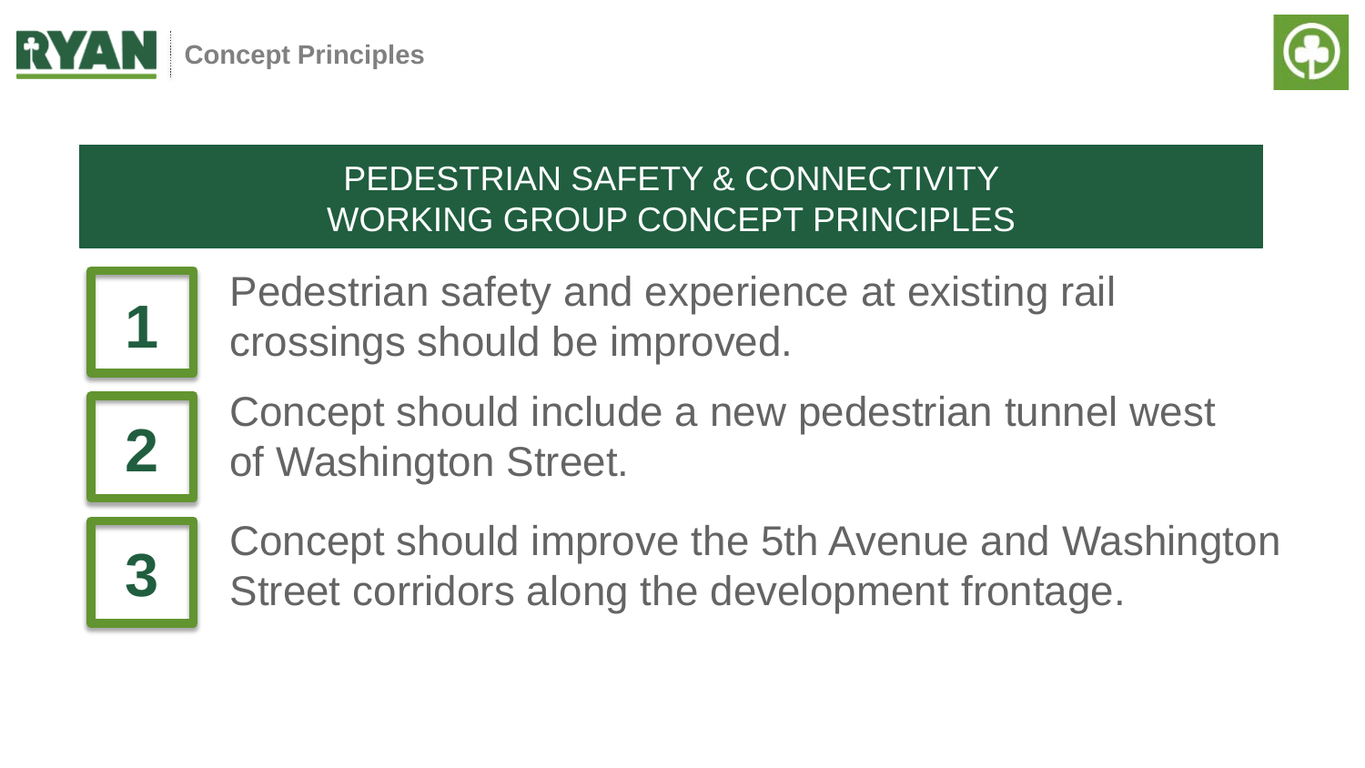# PEDESTRIAN SAFETY & CONNECTIVITY WORKING GROUP CONCEPT PRINCIPLES

1. Pedestrian safety and experience at existing rail crossings should be improved.
2. Concept should include a new pedestrian tunnel west of Washington Street.
3. Concept should improve the 5th Avenue and Washington Street corridors along the development frontage.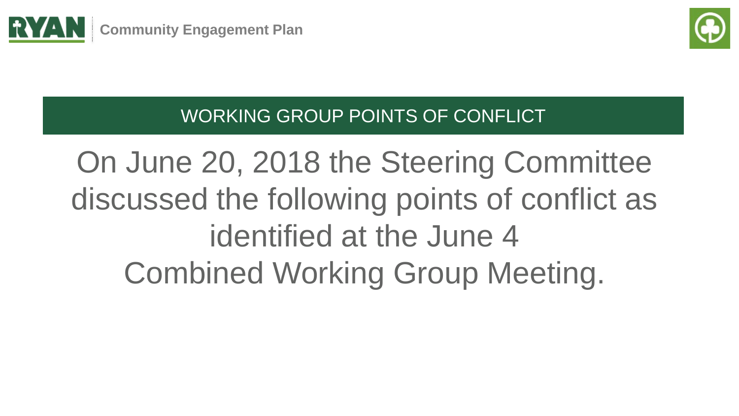## WORKING GROUP POINTS OF CONFLICT

On June 20, 2018 the Steering Committee discussed the following points of conflict as identified at the June 4 Combined Working Group Meeting.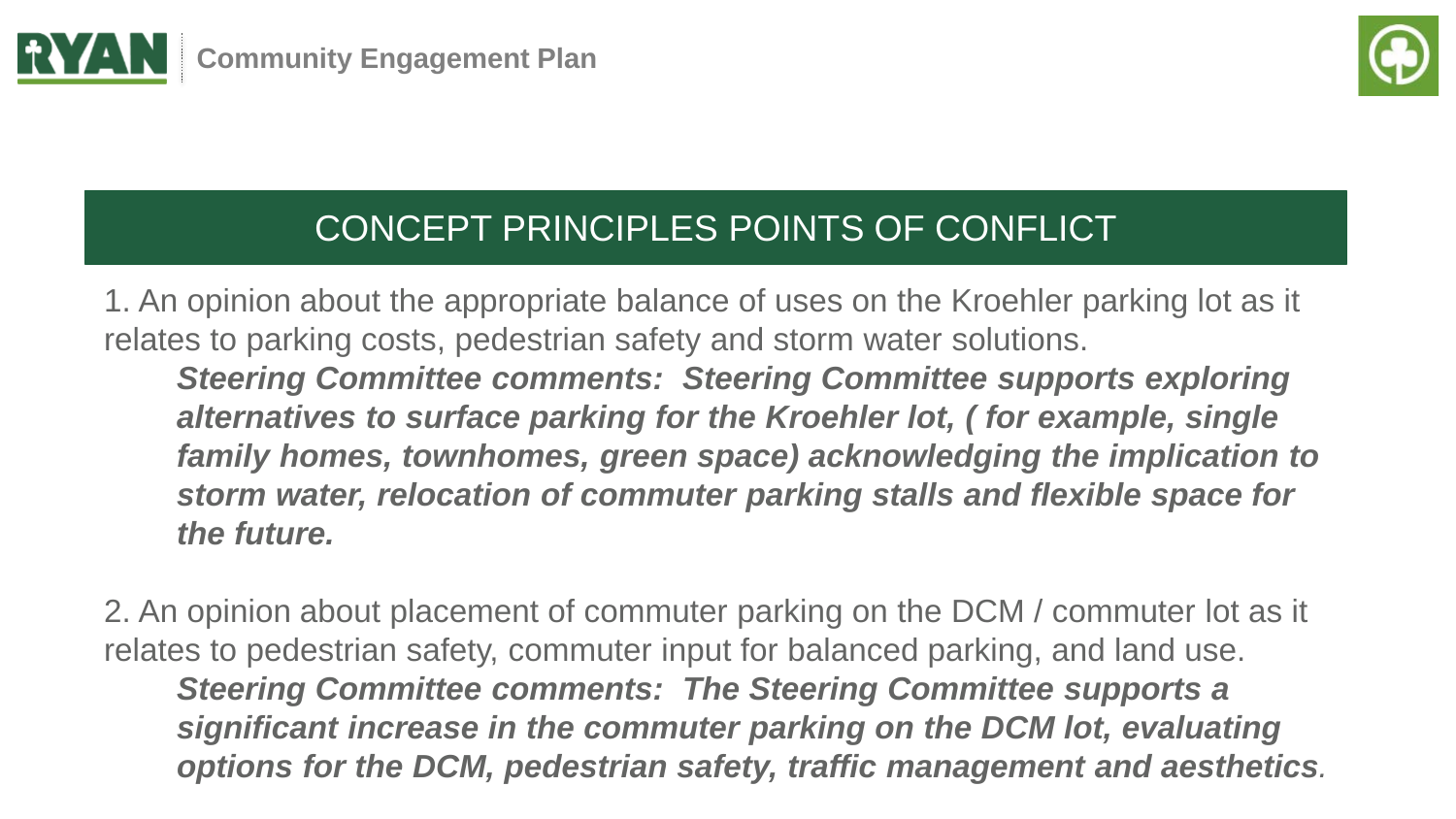## CONCEPT PRINCIPLES POINTS OF CONFLICT

1. An opinion about the appropriate balance of uses on the Kroehler parking lot as it relates to parking costs, pedestrian safety and storm water solutions.

   ***Steering Committee comments: Steering Committee supports exploring alternatives to surface parking for the Kroehler lot, ( for example, single family homes, townhomes, green space) acknowledging the implication to storm water, relocation of commuter parking stalls and flexible space for the future.***

2. An opinion about placement of commuter parking on the DCM / commuter lot as it relates to pedestrian safety, commuter input for balanced parking, and land use.

   ***Steering Committee comments: The Steering Committee supports a significant increase in the commuter parking on the DCM lot, evaluating options for the DCM, pedestrian safety, traffic management and aesthetics.***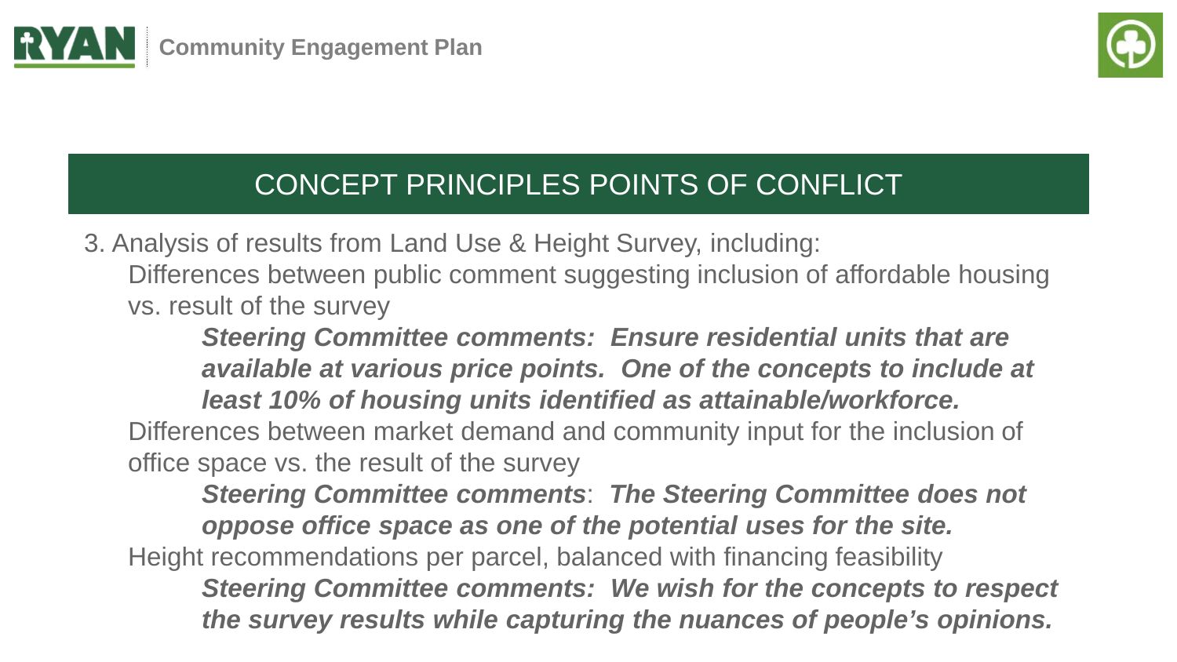## CONCEPT PRINCIPLES POINTS OF CONFLICT

3. Analysis of results from Land Use & Height Survey, including:

   Differences between public comment suggesting inclusion of affordable housing vs. result of the survey

   > ***Steering Committee comments: Ensure residential units that are available at various price points. One of the concepts to include at least 10% of housing units identified as attainable/workforce.***

   Differences between market demand and community input for the inclusion of office space vs. the result of the survey

   > ***Steering Committee comments**: **The Steering Committee does not oppose office space as one of the potential uses for the site.***

   Height recommendations per parcel, balanced with financing feasibility

   > ***Steering Committee comments: We wish for the concepts to respect the survey results while capturing the nuances of people's opinions.***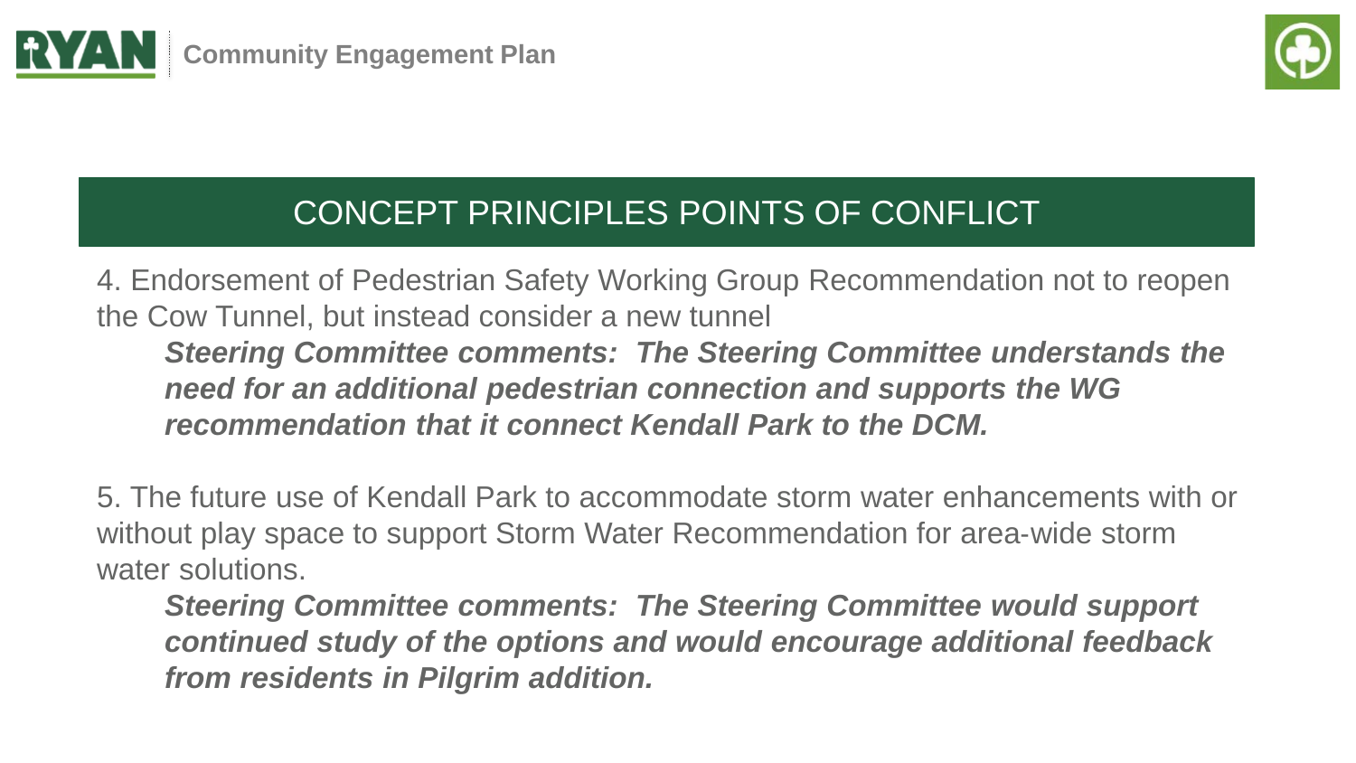## CONCEPT PRINCIPLES POINTS OF CONFLICT

4. Endorsement of Pedestrian Safety Working Group Recommendation not to reopen the Cow Tunnel, but instead consider a new tunnel

   ***Steering Committee comments: The Steering Committee understands the need for an additional pedestrian connection and supports the WG recommendation that it connect Kendall Park to the DCM.***

5. The future use of Kendall Park to accommodate storm water enhancements with or without play space to support Storm Water Recommendation for area-wide storm water solutions.

   ***Steering Committee comments: The Steering Committee would support continued study of the options and would encourage additional feedback from residents in Pilgrim addition.***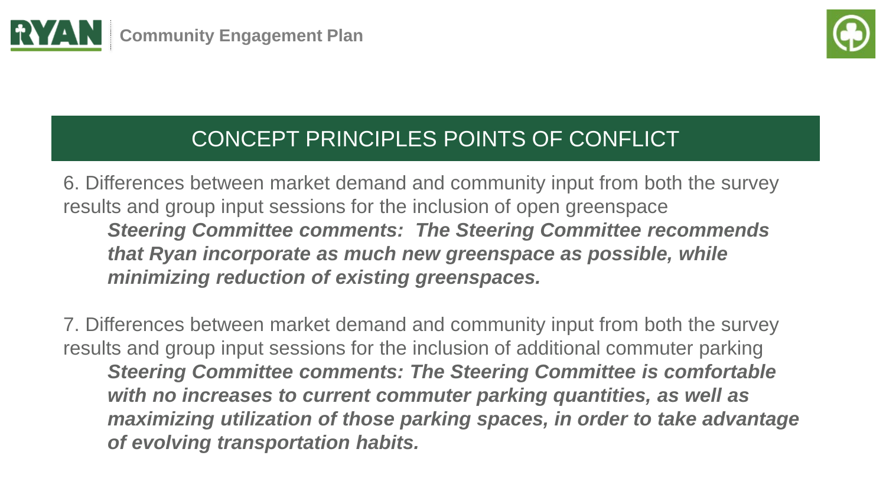## CONCEPT PRINCIPLES POINTS OF CONFLICT

6. Differences between market demand and community input from both the survey results and group input sessions for the inclusion of open greenspace

   ***Steering Committee comments: The Steering Committee recommends that Ryan incorporate as much new greenspace as possible, while minimizing reduction of existing greenspaces.***

7. Differences between market demand and community input from both the survey results and group input sessions for the inclusion of additional commuter parking

   ***Steering Committee comments: The Steering Committee is comfortable with no increases to current commuter parking quantities, as well as maximizing utilization of those parking spaces, in order to take advantage of evolving transportation habits.***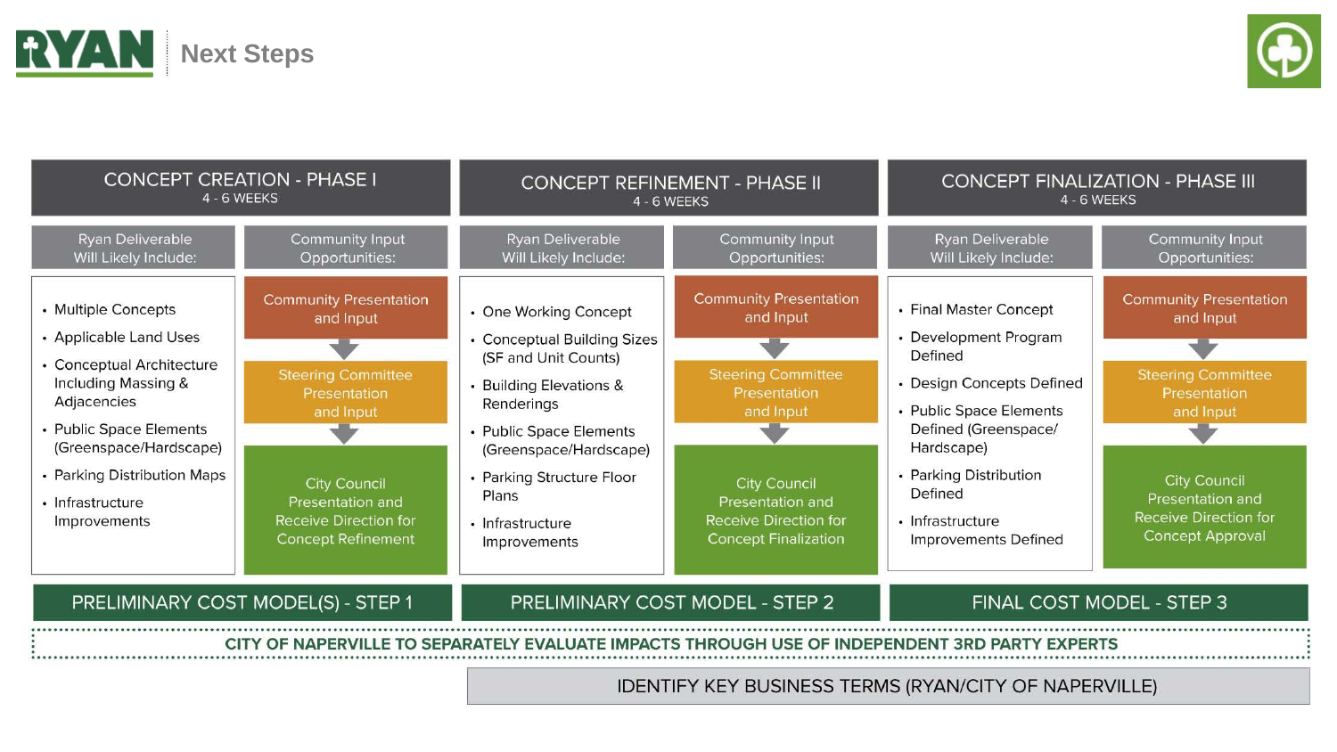# Next Steps

## CONCEPT CREATION - PHASE I
4 - 6 WEEKS

**Ryan Deliverable Will Likely Include:**

- Multiple Concepts
- Applicable Land Uses
- Conceptual Architecture Including Massing & Adjacencies
- Public Space Elements (Greenspace/Hardscape)
- Parking Distribution Maps
- Infrastructure Improvements

**Community Input Opportunities:**

Community Presentation and Input
↓
Steering Committee Presentation and Input
↓
City Council Presentation and Receive Direction for Concept Refinement

**PRELIMINARY COST MODEL(S) - STEP 1**

## CONCEPT REFINEMENT - PHASE II
4 - 6 WEEKS

**Ryan Deliverable Will Likely Include:**

- One Working Concept
- Conceptual Building Sizes (SF and Unit Counts)
- Building Elevations & Renderings
- Public Space Elements (Greenspace/Hardscape)
- Parking Structure Floor Plans
- Infrastructure Improvements

**Community Input Opportunities:**

Community Presentation and Input
↓
Steering Committee Presentation and Input
↓
City Council Presentation and Receive Direction for Concept Finalization

**PRELIMINARY COST MODEL - STEP 2**

## CONCEPT FINALIZATION - PHASE III
4 - 6 WEEKS

**Ryan Deliverable Will Likely Include:**

- Final Master Concept
- Development Program Defined
- Design Concepts Defined
- Public Space Elements Defined (Greenspace/ Hardscape)
- Parking Distribution Defined
- Infrastructure Improvements Defined

**Community Input Opportunities:**

Community Presentation and Input
↓
Steering Committee Presentation and Input
↓
City Council Presentation and Receive Direction for Concept Approval

**FINAL COST MODEL - STEP 3**

---

**CITY OF NAPERVILLE TO SEPARATELY EVALUATE IMPACTS THROUGH USE OF INDEPENDENT 3RD PARTY EXPERTS**

**IDENTIFY KEY BUSINESS TERMS (RYAN/CITY OF NAPERVILLE)**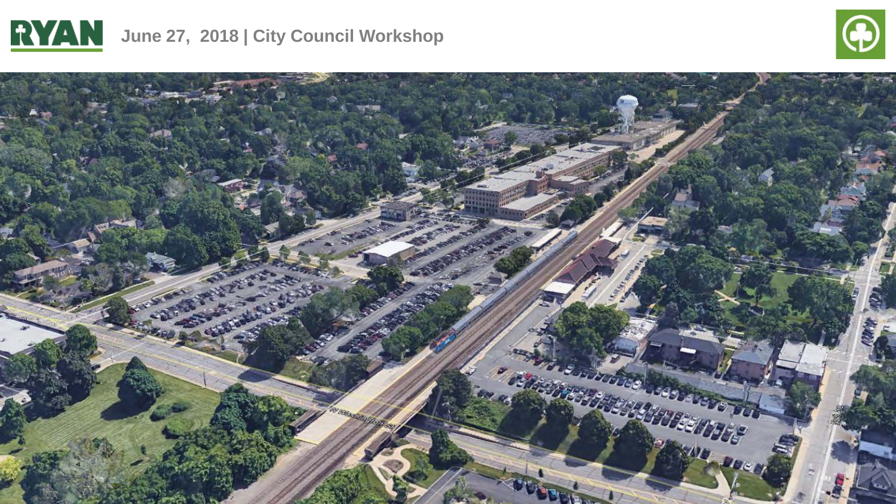June 27, 2018 | City Council Workshop